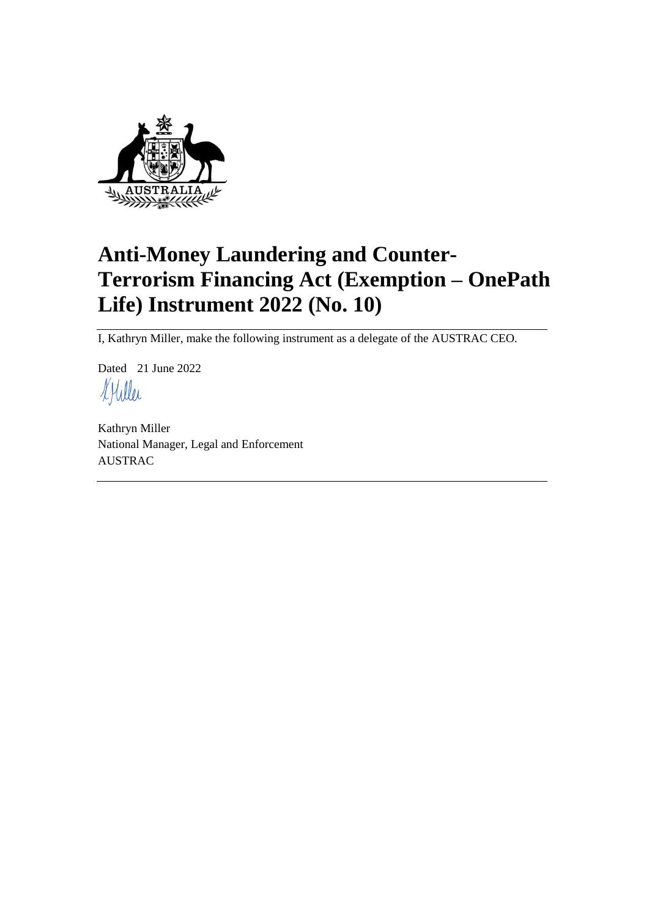# Anti-Money Laundering and Counter-Terrorism Financing Act (Exemption – OnePath Life) Instrument 2022 (No. 10)

I, Kathryn Miller, make the following instrument as a delegate of the AUSTRAC CEO.

Dated 21 June 2022

Kathryn Miller
National Manager, Legal and Enforcement
AUSTRAC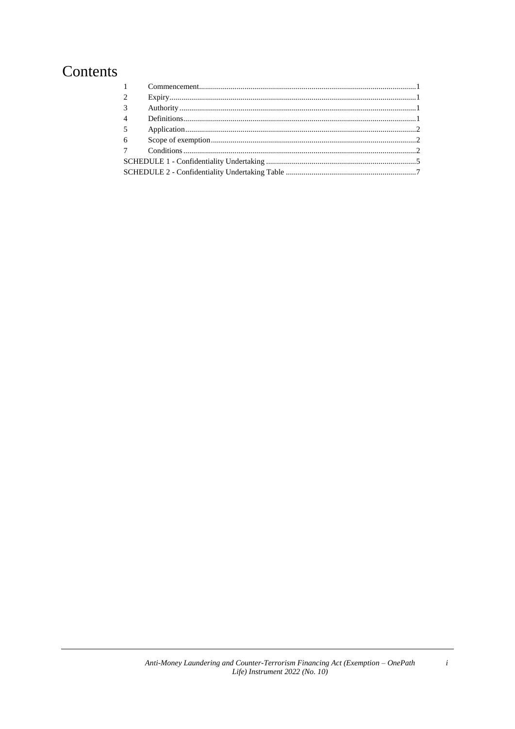# Contents

| | | |
|---|---|---|
| 1 | Commencement | 1 |
| 2 | Expiry | 1 |
| 3 | Authority | 1 |
| 4 | Definitions | 1 |
| 5 | Application | 2 |
| 6 | Scope of exemption | 2 |
| 7 | Conditions | 2 |
| SCHEDULE 1 - Confidentiality Undertaking | | 5 |
| SCHEDULE 2 - Confidentiality Undertaking Table | | 7 |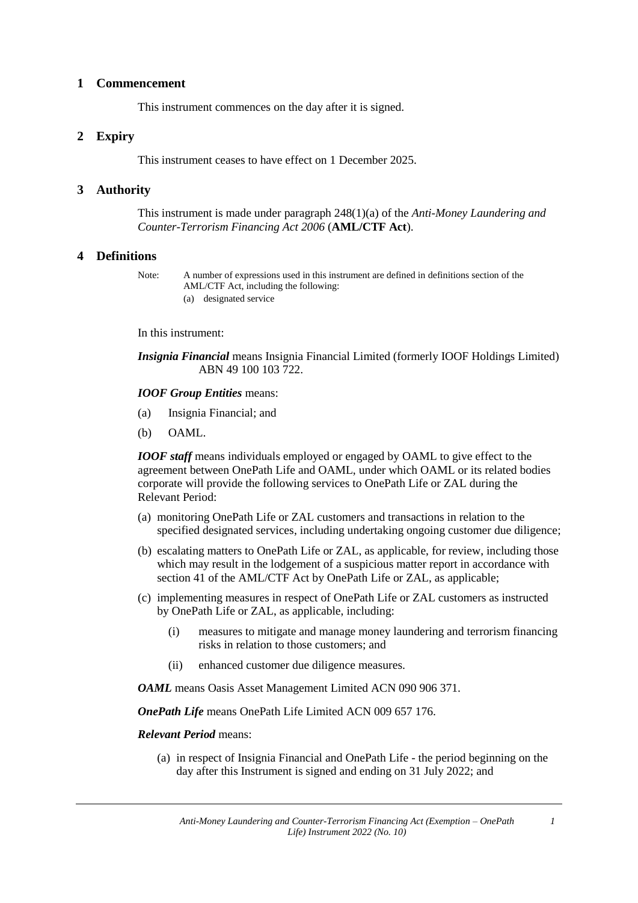## 1 Commencement

This instrument commences on the day after it is signed.

## 2 Expiry

This instrument ceases to have effect on 1 December 2025.

## 3 Authority

This instrument is made under paragraph 248(1)(a) of the *Anti-Money Laundering and Counter-Terrorism Financing Act 2006* (**AML/CTF Act**).

## 4 Definitions

Note: A number of expressions used in this instrument are defined in definitions section of the AML/CTF Act, including the following:
(a) designated service

In this instrument:

***Insignia Financial*** means Insignia Financial Limited (formerly IOOF Holdings Limited) ABN 49 100 103 722.

***IOOF Group Entities*** means:

(a) Insignia Financial; and

(b) OAML.

***IOOF staff*** means individuals employed or engaged by OAML to give effect to the agreement between OnePath Life and OAML, under which OAML or its related bodies corporate will provide the following services to OnePath Life or ZAL during the Relevant Period:

(a) monitoring OnePath Life or ZAL customers and transactions in relation to the specified designated services, including undertaking ongoing customer due diligence;

(b) escalating matters to OnePath Life or ZAL, as applicable, for review, including those which may result in the lodgement of a suspicious matter report in accordance with section 41 of the AML/CTF Act by OnePath Life or ZAL, as applicable;

(c) implementing measures in respect of OnePath Life or ZAL customers as instructed by OnePath Life or ZAL, as applicable, including:

(i) measures to mitigate and manage money laundering and terrorism financing risks in relation to those customers; and

(ii) enhanced customer due diligence measures.

***OAML*** means Oasis Asset Management Limited ACN 090 906 371.

***OnePath Life*** means OnePath Life Limited ACN 009 657 176.

***Relevant Period*** means:

(a) in respect of Insignia Financial and OnePath Life - the period beginning on the day after this Instrument is signed and ending on 31 July 2022; and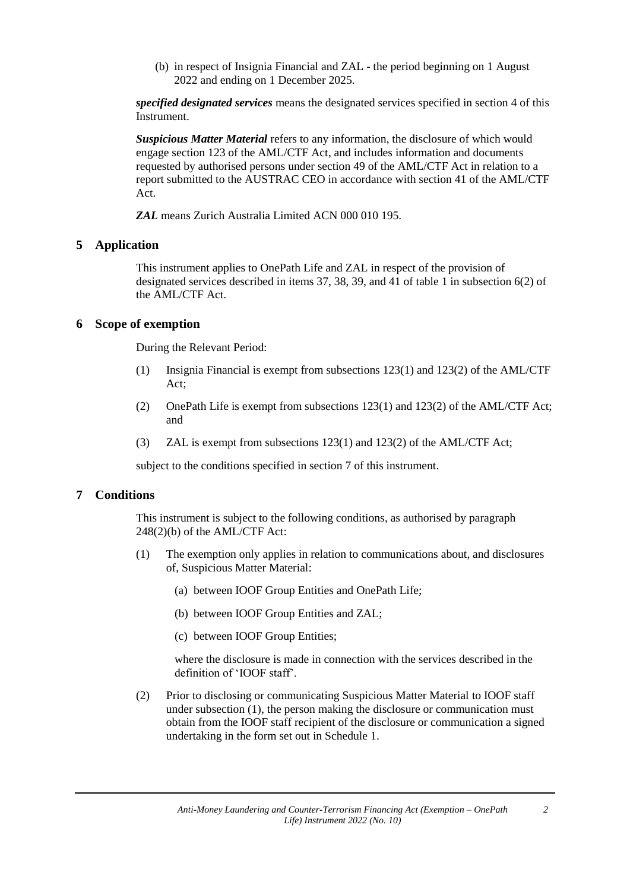(b) in respect of Insignia Financial and ZAL - the period beginning on 1 August 2022 and ending on 1 December 2025.

***specified designated services*** means the designated services specified in section 4 of this Instrument.

***Suspicious Matter Material*** refers to any information, the disclosure of which would engage section 123 of the AML/CTF Act, and includes information and documents requested by authorised persons under section 49 of the AML/CTF Act in relation to a report submitted to the AUSTRAC CEO in accordance with section 41 of the AML/CTF Act.

***ZAL*** means Zurich Australia Limited ACN 000 010 195.

## 5 Application

This instrument applies to OnePath Life and ZAL in respect of the provision of designated services described in items 37, 38, 39, and 41 of table 1 in subsection 6(2) of the AML/CTF Act.

## 6 Scope of exemption

During the Relevant Period:

(1) Insignia Financial is exempt from subsections 123(1) and 123(2) of the AML/CTF Act;

(2) OnePath Life is exempt from subsections 123(1) and 123(2) of the AML/CTF Act; and

(3) ZAL is exempt from subsections 123(1) and 123(2) of the AML/CTF Act;

subject to the conditions specified in section 7 of this instrument.

## 7 Conditions

This instrument is subject to the following conditions, as authorised by paragraph 248(2)(b) of the AML/CTF Act:

(1) The exemption only applies in relation to communications about, and disclosures of, Suspicious Matter Material:

(a) between IOOF Group Entities and OnePath Life;

(b) between IOOF Group Entities and ZAL;

(c) between IOOF Group Entities;

where the disclosure is made in connection with the services described in the definition of 'IOOF staff'.

(2) Prior to disclosing or communicating Suspicious Matter Material to IOOF staff under subsection (1), the person making the disclosure or communication must obtain from the IOOF staff recipient of the disclosure or communication a signed undertaking in the form set out in Schedule 1.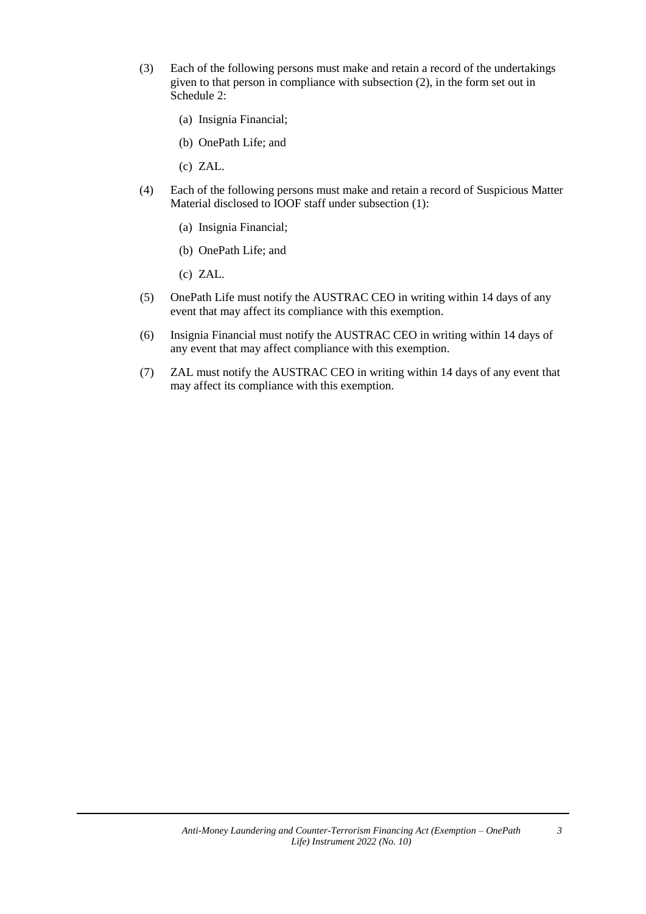(3) Each of the following persons must make and retain a record of the undertakings given to that person in compliance with subsection (2), in the form set out in Schedule 2:

(a) Insignia Financial;

(b) OnePath Life; and

(c) ZAL.

(4) Each of the following persons must make and retain a record of Suspicious Matter Material disclosed to IOOF staff under subsection (1):

(a) Insignia Financial;

(b) OnePath Life; and

(c) ZAL.

(5) OnePath Life must notify the AUSTRAC CEO in writing within 14 days of any event that may affect its compliance with this exemption.

(6) Insignia Financial must notify the AUSTRAC CEO in writing within 14 days of any event that may affect compliance with this exemption.

(7) ZAL must notify the AUSTRAC CEO in writing within 14 days of any event that may affect its compliance with this exemption.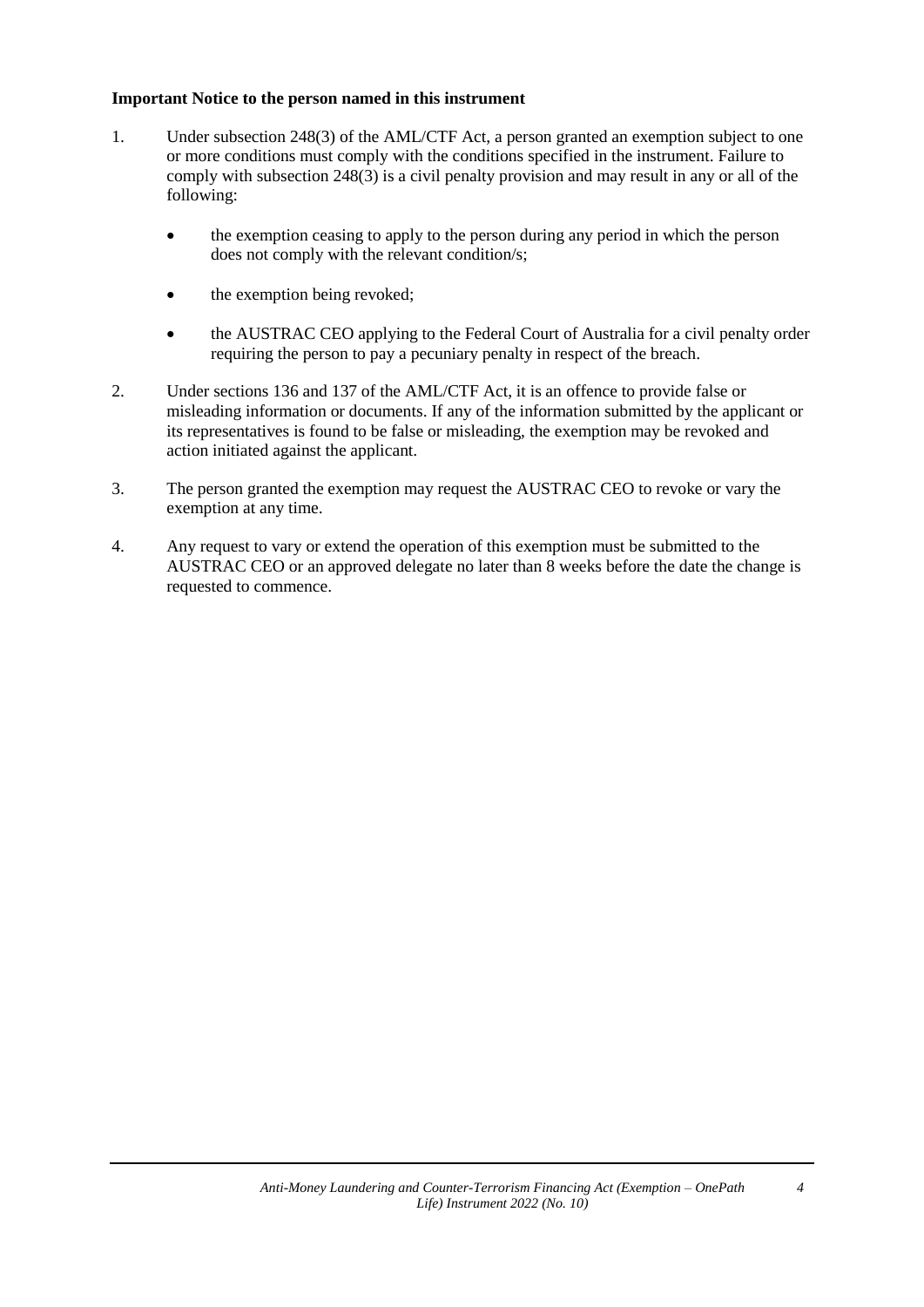**Important Notice to the person named in this instrument**

1. Under subsection 248(3) of the AML/CTF Act, a person granted an exemption subject to one or more conditions must comply with the conditions specified in the instrument. Failure to comply with subsection 248(3) is a civil penalty provision and may result in any or all of the following:

   - the exemption ceasing to apply to the person during any period in which the person does not comply with the relevant condition/s;
   - the exemption being revoked;
   - the AUSTRAC CEO applying to the Federal Court of Australia for a civil penalty order requiring the person to pay a pecuniary penalty in respect of the breach.

2. Under sections 136 and 137 of the AML/CTF Act, it is an offence to provide false or misleading information or documents. If any of the information submitted by the applicant or its representatives is found to be false or misleading, the exemption may be revoked and action initiated against the applicant.

3. The person granted the exemption may request the AUSTRAC CEO to revoke or vary the exemption at any time.

4. Any request to vary or extend the operation of this exemption must be submitted to the AUSTRAC CEO or an approved delegate no later than 8 weeks before the date the change is requested to commence.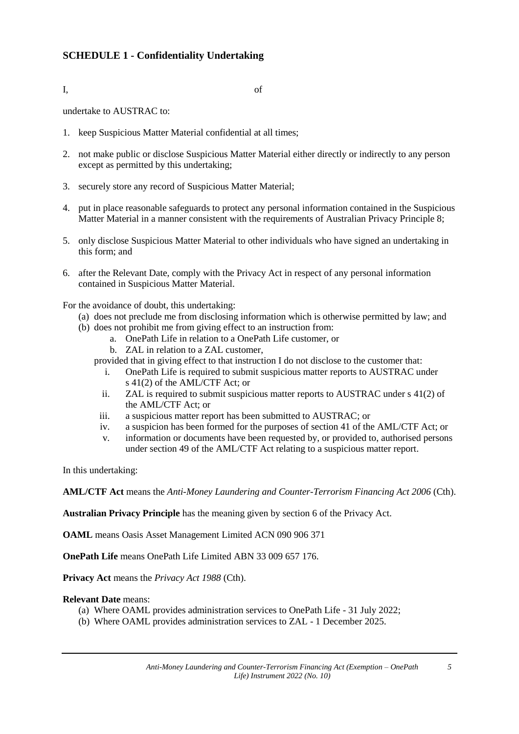## SCHEDULE 1 - Confidentiality Undertaking

I, of

undertake to AUSTRAC to:

1. keep Suspicious Matter Material confidential at all times;
2. not make public or disclose Suspicious Matter Material either directly or indirectly to any person except as permitted by this undertaking;
3. securely store any record of Suspicious Matter Material;
4. put in place reasonable safeguards to protect any personal information contained in the Suspicious Matter Material in a manner consistent with the requirements of Australian Privacy Principle 8;
5. only disclose Suspicious Matter Material to other individuals who have signed an undertaking in this form; and
6. after the Relevant Date, comply with the Privacy Act in respect of any personal information contained in Suspicious Matter Material.

For the avoidance of doubt, this undertaking:

(a) does not preclude me from disclosing information which is otherwise permitted by law; and

(b) does not prohibit me from giving effect to an instruction from:

  a. OnePath Life in relation to a OnePath Life customer, or

  b. ZAL in relation to a ZAL customer,

provided that in giving effect to that instruction I do not disclose to the customer that:

  i. OnePath Life is required to submit suspicious matter reports to AUSTRAC under s 41(2) of the AML/CTF Act; or

  ii. ZAL is required to submit suspicious matter reports to AUSTRAC under s 41(2) of the AML/CTF Act; or

  iii. a suspicious matter report has been submitted to AUSTRAC; or

  iv. a suspicion has been formed for the purposes of section 41 of the AML/CTF Act; or

  v. information or documents have been requested by, or provided to, authorised persons under section 49 of the AML/CTF Act relating to a suspicious matter report.

In this undertaking:

**AML/CTF Act** means the *Anti-Money Laundering and Counter-Terrorism Financing Act 2006* (Cth).

**Australian Privacy Principle** has the meaning given by section 6 of the Privacy Act.

**OAML** means Oasis Asset Management Limited ACN 090 906 371

**OnePath Life** means OnePath Life Limited ABN 33 009 657 176.

**Privacy Act** means the *Privacy Act 1988* (Cth).

**Relevant Date** means:

(a) Where OAML provides administration services to OnePath Life - 31 July 2022;

(b) Where OAML provides administration services to ZAL - 1 December 2025.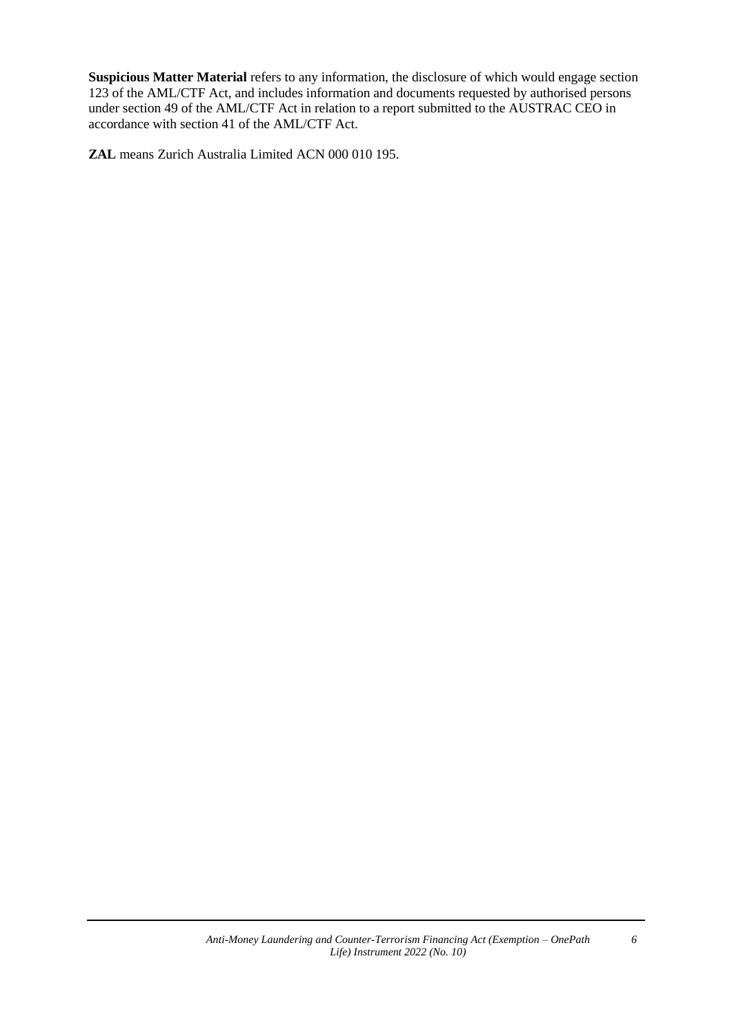**Suspicious Matter Material** refers to any information, the disclosure of which would engage section 123 of the AML/CTF Act, and includes information and documents requested by authorised persons under section 49 of the AML/CTF Act in relation to a report submitted to the AUSTRAC CEO in accordance with section 41 of the AML/CTF Act.

**ZAL** means Zurich Australia Limited ACN 000 010 195.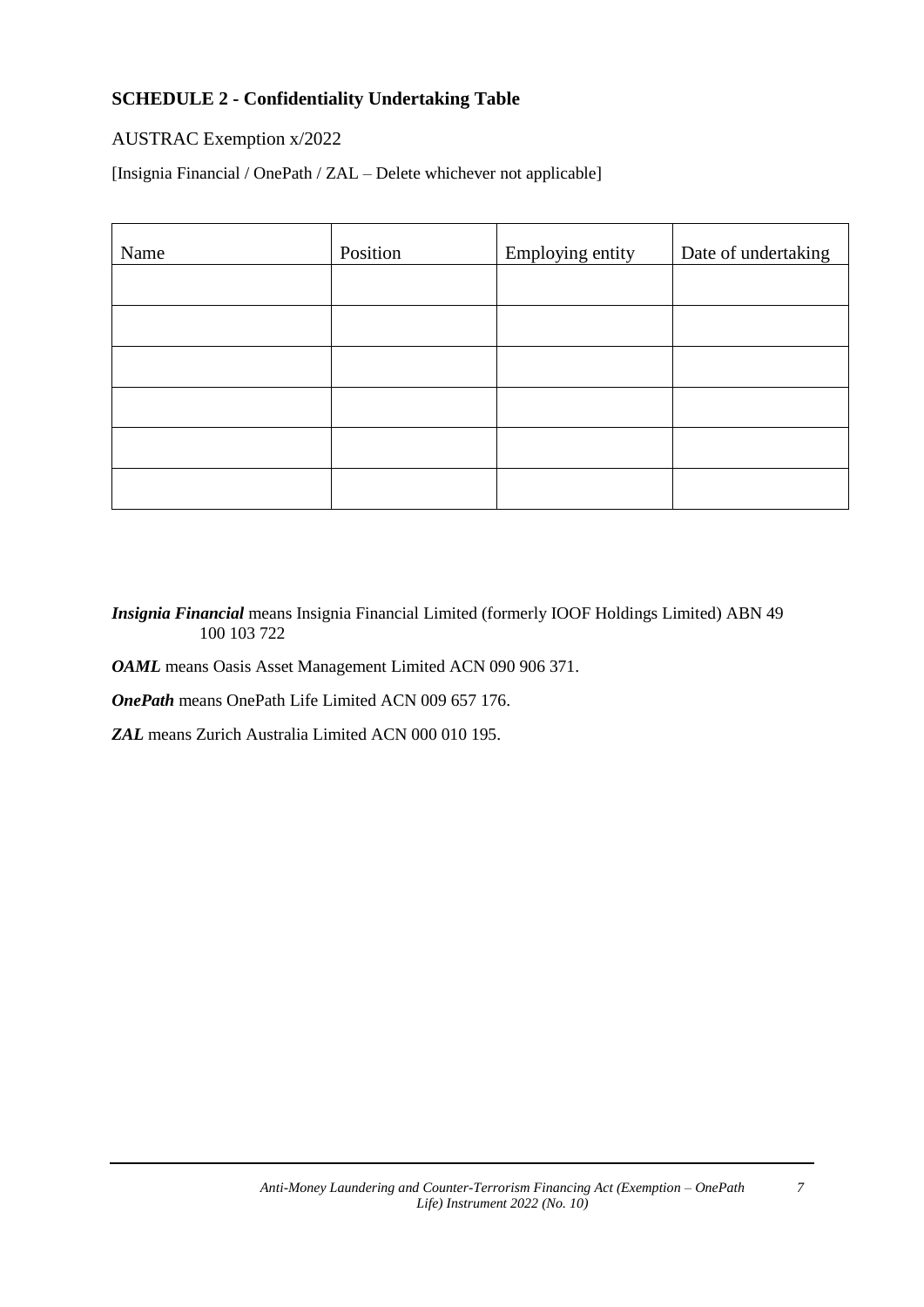## SCHEDULE 2 - Confidentiality Undertaking Table

AUSTRAC Exemption x/2022

[Insignia Financial / OnePath / ZAL – Delete whichever not applicable]

| Name | Position | Employing entity | Date of undertaking |
|---|---|---|---|
| | | | |
| | | | |
| | | | |
| | | | |
| | | | |
| | | | |

***Insignia Financial*** means Insignia Financial Limited (formerly IOOF Holdings Limited) ABN 49 100 103 722

***OAML*** means Oasis Asset Management Limited ACN 090 906 371.

***OnePath*** means OnePath Life Limited ACN 009 657 176.

***ZAL*** means Zurich Australia Limited ACN 000 010 195.